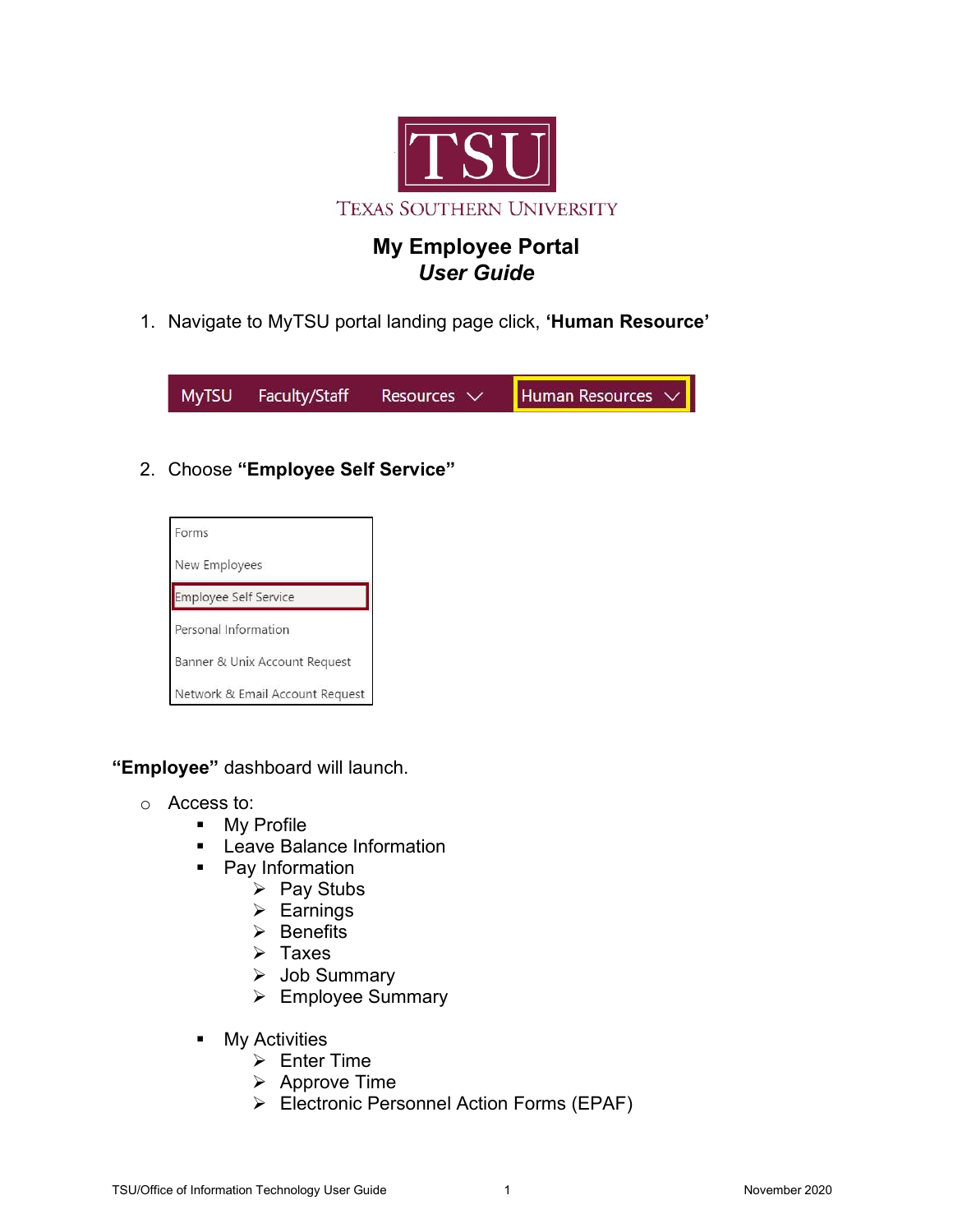TSU

TEXAS SOUTHERN UNIVERSITY

# My Employee Portal
## *User Guide*

1. Navigate to MyTSU portal landing page click, **'Human Resource'**

MyTSU | Faculty/Staff | Resources | Human Resources

2. Choose **"Employee Self Service"**

- Forms
- New Employees
- Employee Self Service
- Personal Information
- Banner & Unix Account Request
- Network & Email Account Request

**"Employee"** dashboard will launch.

- Access to:
  - My Profile
  - Leave Balance Information
  - Pay Information
    - Pay Stubs
    - Earnings
    - Benefits
    - Taxes
    - Job Summary
    - Employee Summary
  - My Activities
    - Enter Time
    - Approve Time
    - Electronic Personnel Action Forms (EPAF)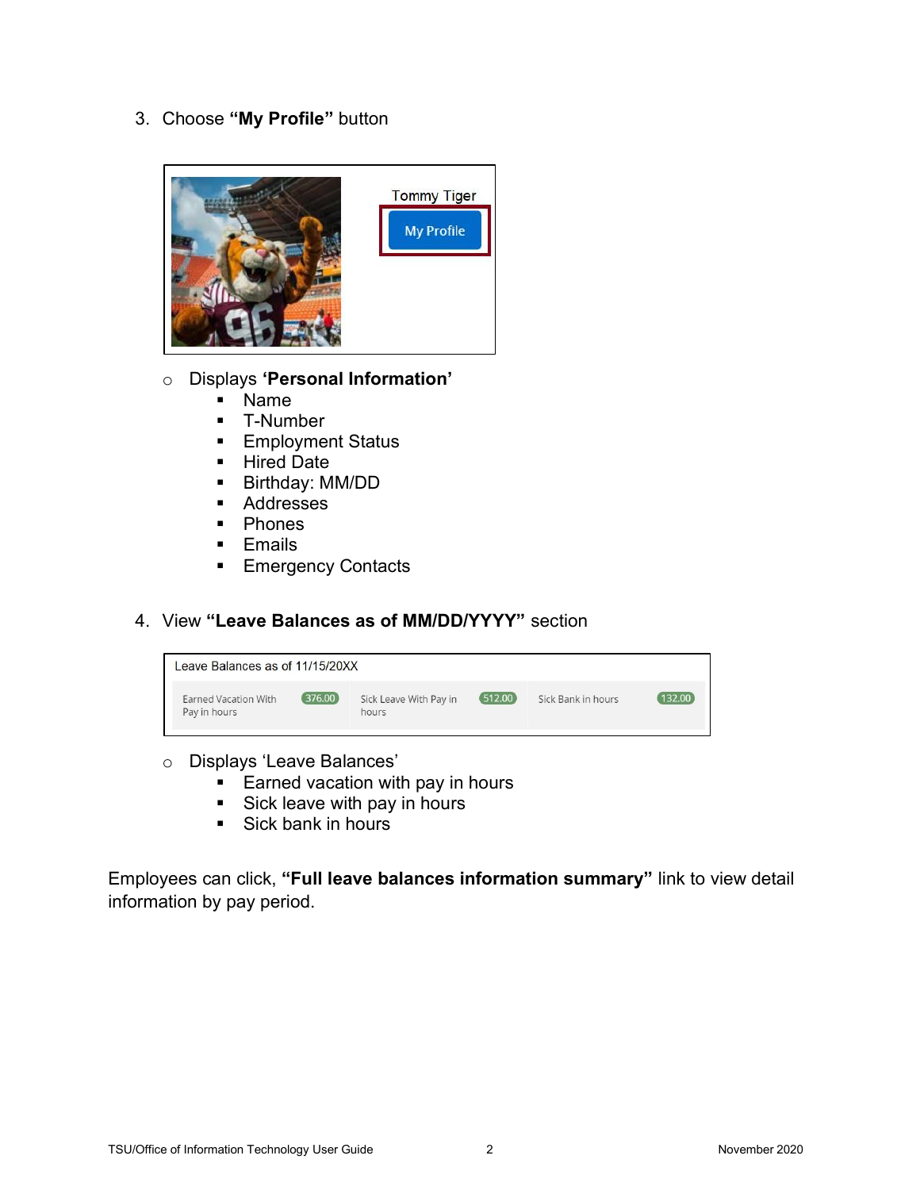3. Choose **"My Profile"** button

Tommy Tiger

My Profile

- Displays **'Personal Information'**
  - Name
  - T-Number
  - Employment Status
  - Hired Date
  - Birthday: MM/DD
  - Addresses
  - Phones
  - Emails
  - Emergency Contacts

4. View **"Leave Balances as of MM/DD/YYYY"** section

Leave Balances as of 11/15/20XX

| Earned Vacation With Pay in hours | 376.00 | Sick Leave With Pay in hours | 512.00 | Sick Bank in hours | 132.00 |
|---|---|---|---|---|---|

- Displays 'Leave Balances'
  - Earned vacation with pay in hours
  - Sick leave with pay in hours
  - Sick bank in hours

Employees can click, **"Full leave balances information summary"** link to view detail information by pay period.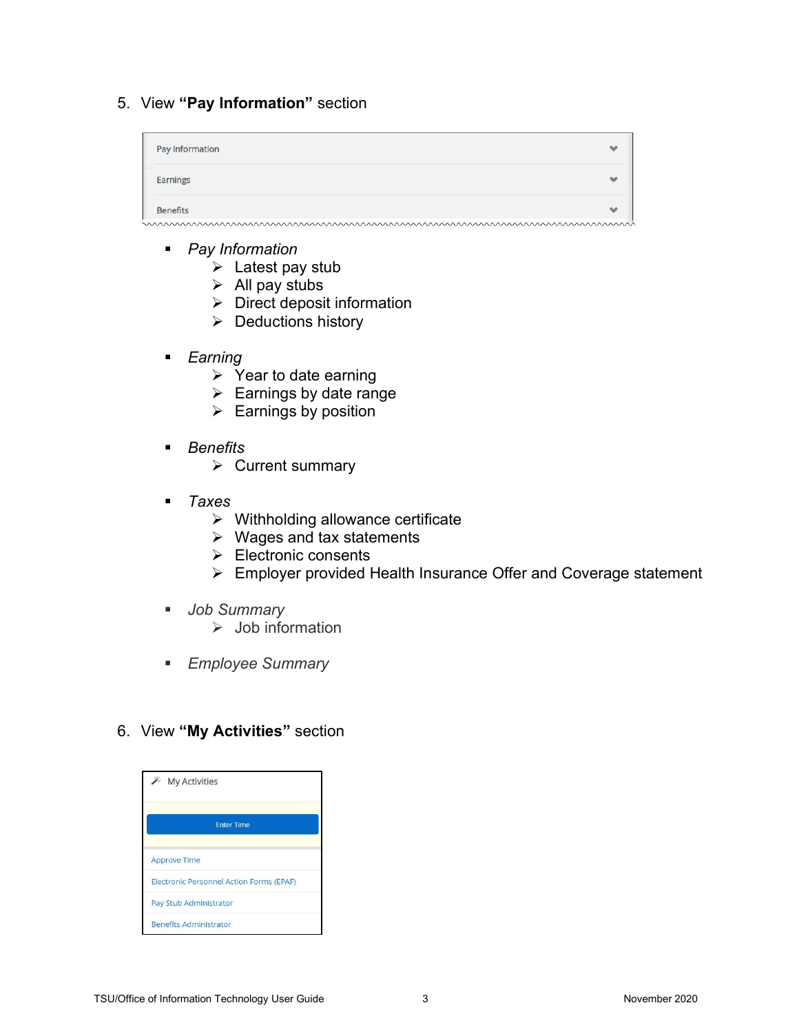5. View **"Pay Information"** section

Pay Information
Earnings
Benefits

- *Pay Information*
  - Latest pay stub
  - All pay stubs
  - Direct deposit information
  - Deductions history

- *Earning*
  - Year to date earning
  - Earnings by date range
  - Earnings by position

- *Benefits*
  - Current summary

- *Taxes*
  - Withholding allowance certificate
  - Wages and tax statements
  - Electronic consents
  - Employer provided Health Insurance Offer and Coverage statement

- *Job Summary*
  - Job information

- *Employee Summary*

6. View **"My Activities"** section

My Activities
Enter Time
Approve Time
Electronic Personnel Action Forms (EPAF)
Pay Stub Administrator
Benefits Administrator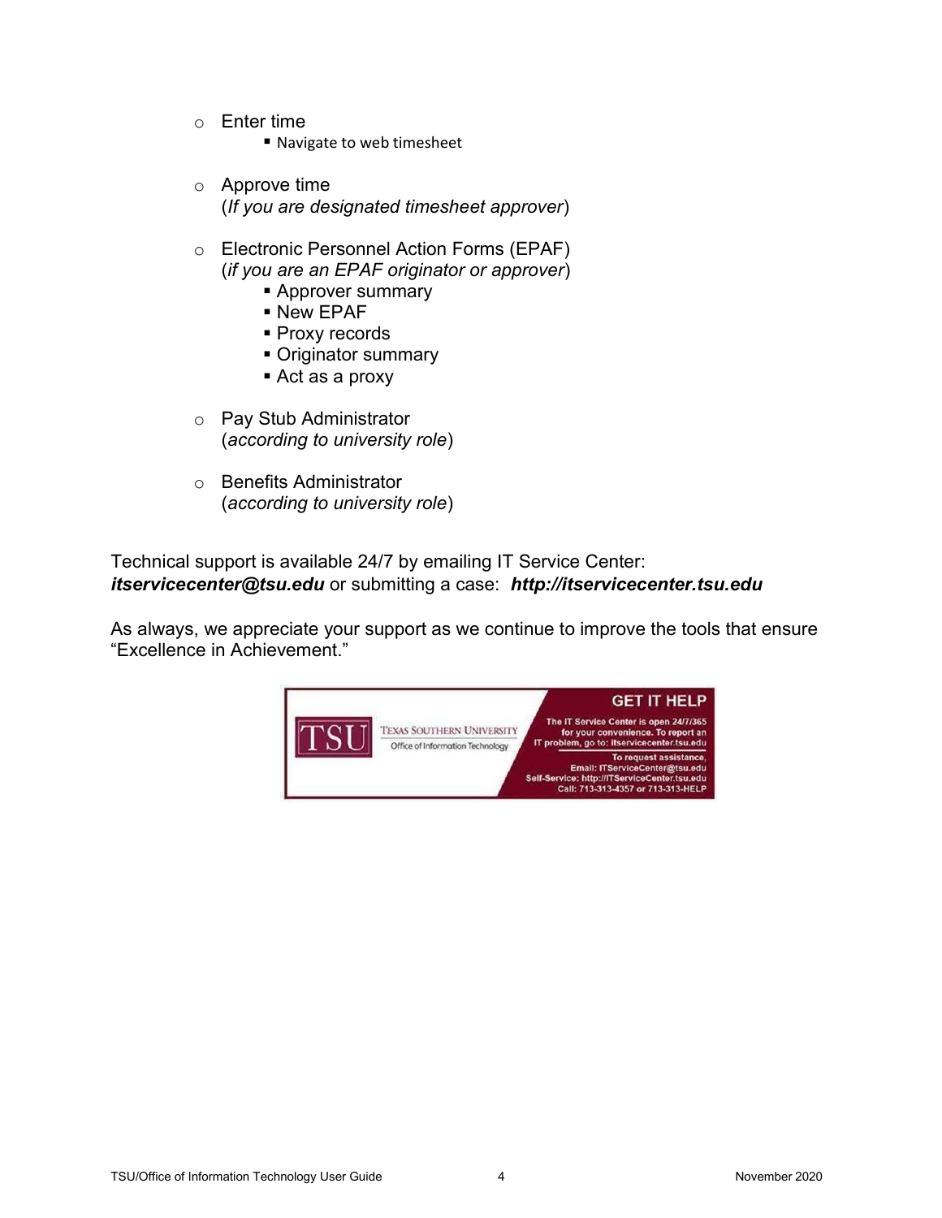- Enter time
  - Navigate to web timesheet

- Approve time
  (*If you are designated timesheet approver*)

- Electronic Personnel Action Forms (EPAF)
  (*if you are an EPAF originator or approver*)
  - Approver summary
  - New EPAF
  - Proxy records
  - Originator summary
  - Act as a proxy

- Pay Stub Administrator
  (*according to university role*)

- Benefits Administrator
  (*according to university role*)

Technical support is available 24/7 by emailing IT Service Center: ***itservicecenter@tsu.edu*** or submitting a case: ***http://itservicecenter.tsu.edu***

As always, we appreciate your support as we continue to improve the tools that ensure "Excellence in Achievement."

TSU

TEXAS SOUTHERN UNIVERSITY

Office of Information Technology

GET IT HELP

The IT Service Center is open 24/7/365 for your convenience. To report an IT problem, go to: itservicecenter.tsu.edu

To request assistance,
Email: ITServiceCenter@tsu.edu
Self-Service: http://ITServiceCenter.tsu.edu
Call: 713-313-4357 or 713-313-HELP